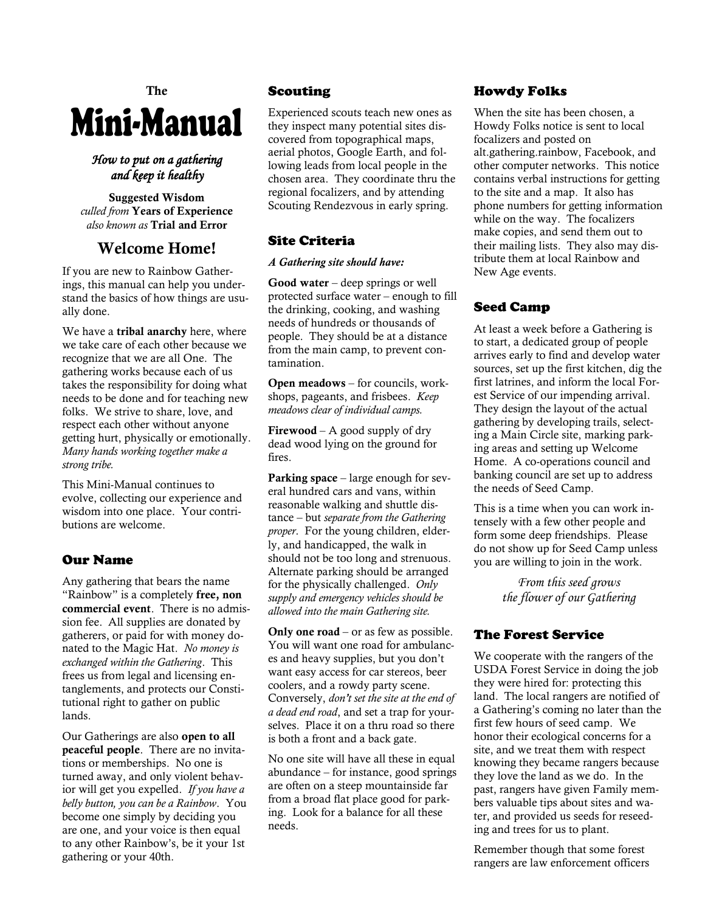The

# Mini-Manual

*How to put on a gathering and keep it healthy*

**Suggested Wisdom**
*culled from* **Years of Experience**
*also known as* **Trial and Error**

## Welcome Home!

If you are new to Rainbow Gatherings, this manual can help you understand the basics of how things are usually done.

We have a **tribal anarchy** here, where we take care of each other because we recognize that we are all One. The gathering works because each of us takes the responsibility for doing what needs to be done and for teaching new folks. We strive to share, love, and respect each other without anyone getting hurt, physically or emotionally. *Many hands working together make a strong tribe.*

This Mini-Manual continues to evolve, collecting our experience and wisdom into one place. Your contributions are welcome.

## Our Name

Any gathering that bears the name "Rainbow" is a completely **free, non commercial event**. There is no admission fee. All supplies are donated by gatherers, or paid for with money donated to the Magic Hat. *No money is exchanged within the Gathering*. This frees us from legal and licensing entanglements, and protects our Constitutional right to gather on public lands.

Our Gatherings are also **open to all peaceful people**. There are no invitations or memberships. No one is turned away, and only violent behavior will get you expelled. *If you have a belly button, you can be a Rainbow*. You become one simply by deciding you are one, and your voice is then equal to any other Rainbow's, be it your 1st gathering or your 40th.

## Scouting

Experienced scouts teach new ones as they inspect many potential sites discovered from topographical maps, aerial photos, Google Earth, and following leads from local people in the chosen area. They coordinate thru the regional focalizers, and by attending Scouting Rendezvous in early spring.

## Site Criteria

***A Gathering site should have:***

**Good water** – deep springs or well protected surface water – enough to fill the drinking, cooking, and washing needs of hundreds or thousands of people. They should be at a distance from the main camp, to prevent contamination.

**Open meadows** – for councils, workshops, pageants, and frisbees. *Keep meadows clear of individual camps.*

**Firewood** – A good supply of dry dead wood lying on the ground for fires.

**Parking space** – large enough for several hundred cars and vans, within reasonable walking and shuttle distance – but *separate from the Gathering proper*. For the young children, elderly, and handicapped, the walk in should not be too long and strenuous. Alternate parking should be arranged for the physically challenged. *Only supply and emergency vehicles should be allowed into the main Gathering site.*

**Only one road** – or as few as possible. You will want one road for ambulances and heavy supplies, but you don't want easy access for car stereos, beer coolers, and a rowdy party scene. Conversely, *don't set the site at the end of a dead end road*, and set a trap for yourselves. Place it on a thru road so there is both a front and a back gate.

No one site will have all these in equal abundance – for instance, good springs are often on a steep mountainside far from a broad flat place good for parking. Look for a balance for all these needs.

## Howdy Folks

When the site has been chosen, a Howdy Folks notice is sent to local focalizers and posted on alt.gathering.rainbow, Facebook, and other computer networks. This notice contains verbal instructions for getting to the site and a map. It also has phone numbers for getting information while on the way. The focalizers make copies, and send them out to their mailing lists. They also may distribute them at local Rainbow and New Age events.

## Seed Camp

At least a week before a Gathering is to start, a dedicated group of people arrives early to find and develop water sources, set up the first kitchen, dig the first latrines, and inform the local Forest Service of our impending arrival. They design the layout of the actual gathering by developing trails, selecting a Main Circle site, marking parking areas and setting up Welcome Home. A co-operations council and banking council are set up to address the needs of Seed Camp.

This is a time when you can work intensely with a few other people and form some deep friendships. Please do not show up for Seed Camp unless you are willing to join in the work.

*From this seed grows*
*the flower of our Gathering*

## The Forest Service

We cooperate with the rangers of the USDA Forest Service in doing the job they were hired for: protecting this land. The local rangers are notified of a Gathering's coming no later than the first few hours of seed camp. We honor their ecological concerns for a site, and we treat them with respect knowing they became rangers because they love the land as we do. In the past, rangers have given Family members valuable tips about sites and water, and provided us seeds for reseeding and trees for us to plant.

Remember though that some forest rangers are law enforcement officers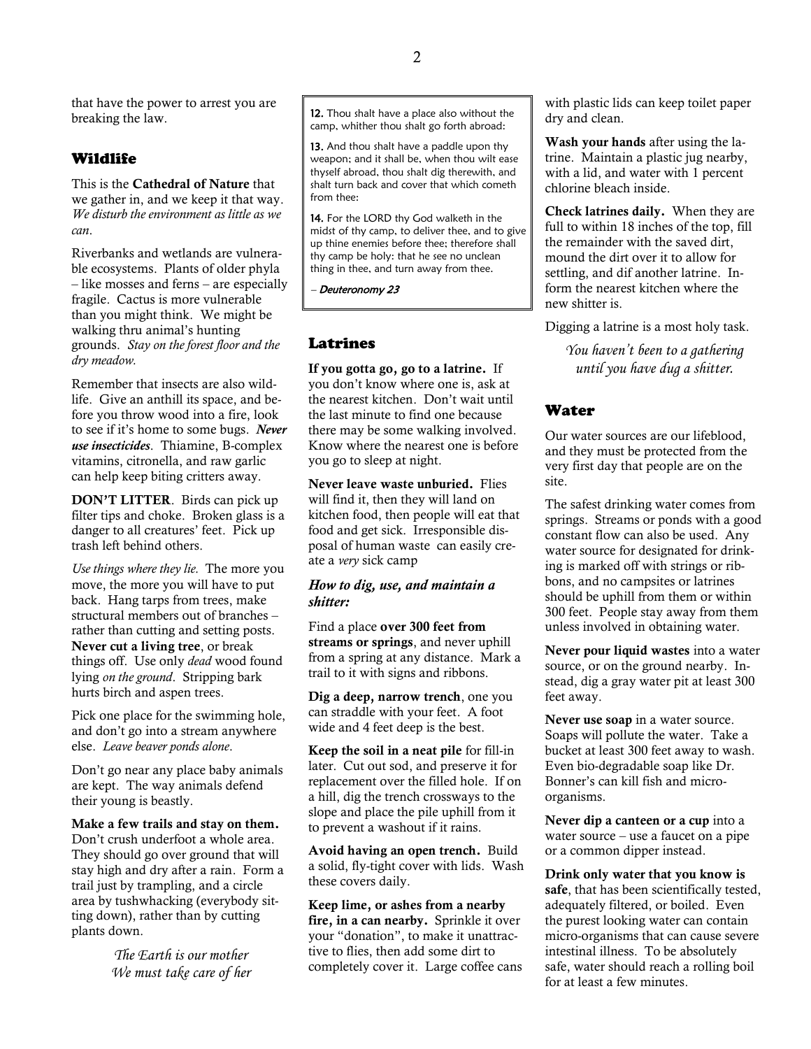that have the power to arrest you are breaking the law.

## Wildlife

This is the **Cathedral of Nature** that we gather in, and we keep it that way. *We disturb the environment as little as we can*.

Riverbanks and wetlands are vulnerable ecosystems. Plants of older phyla – like mosses and ferns – are especially fragile. Cactus is more vulnerable than you might think. We might be walking thru animal's hunting grounds. *Stay on the forest floor and the dry meadow.*

Remember that insects are also wildlife. Give an anthill its space, and before you throw wood into a fire, look to see if it's home to some bugs. ***Never use insecticides***. Thiamine, B-complex vitamins, citronella, and raw garlic can help keep biting critters away.

**DON'T LITTER**. Birds can pick up filter tips and choke. Broken glass is a danger to all creatures' feet. Pick up trash left behind others.

*Use things where they lie.* The more you move, the more you will have to put back. Hang tarps from trees, make structural members out of branches – rather than cutting and setting posts. **Never cut a living tree**, or break things off. Use only *dead* wood found lying *on the ground*. Stripping bark hurts birch and aspen trees.

Pick one place for the swimming hole, and don't go into a stream anywhere else. *Leave beaver ponds alone*.

Don't go near any place baby animals are kept. The way animals defend their young is beastly.

**Make a few trails and stay on them.** Don't crush underfoot a whole area. They should go over ground that will stay high and dry after a rain. Form a trail just by trampling, and a circle area by tushwhacking (everybody sitting down), rather than by cutting plants down.

*The Earth is our mother*
*We must take care of her*

> **12.** Thou shalt have a place also without the camp, whither thou shalt go forth abroad:
>
> **13.** And thou shalt have a paddle upon thy weapon; and it shall be, when thou wilt ease thyself abroad, thou shalt dig therewith, and shalt turn back and cover that which cometh from thee:
>
> **14.** For the LORD thy God walketh in the midst of thy camp, to deliver thee, and to give up thine enemies before thee; therefore shall thy camp be holy: that he see no unclean thing in thee, and turn away from thee.
>
> – ***Deuteronomy 23***

## Latrines

**If you gotta go, go to a latrine.** If you don't know where one is, ask at the nearest kitchen. Don't wait until the last minute to find one because there may be some walking involved. Know where the nearest one is before you go to sleep at night.

**Never leave waste unburied.** Flies will find it, then they will land on kitchen food, then people will eat that food and get sick. Irresponsible disposal of human waste can easily create a *very* sick camp

### *How to dig, use, and maintain a shitter:*

Find a place **over 300 feet from streams or springs**, and never uphill from a spring at any distance. Mark a trail to it with signs and ribbons.

**Dig a deep, narrow trench**, one you can straddle with your feet. A foot wide and 4 feet deep is the best.

**Keep the soil in a neat pile** for fill-in later. Cut out sod, and preserve it for replacement over the filled hole. If on a hill, dig the trench crossways to the slope and place the pile uphill from it to prevent a washout if it rains.

**Avoid having an open trench.** Build a solid, fly-tight cover with lids. Wash these covers daily.

**Keep lime, or ashes from a nearby fire, in a can nearby.** Sprinkle it over your "donation", to make it unattractive to flies, then add some dirt to completely cover it. Large coffee cans with plastic lids can keep toilet paper dry and clean.

**Wash your hands** after using the latrine. Maintain a plastic jug nearby, with a lid, and water with 1 percent chlorine bleach inside.

**Check latrines daily.** When they are full to within 18 inches of the top, fill the remainder with the saved dirt, mound the dirt over it to allow for settling, and dif another latrine. Inform the nearest kitchen where the new shitter is.

Digging a latrine is a most holy task.

*You haven't been to a gathering*
*until you have dug a shitter.*

## Water

Our water sources are our lifeblood, and they must be protected from the very first day that people are on the site.

The safest drinking water comes from springs. Streams or ponds with a good constant flow can also be used. Any water source for designated for drinking is marked off with strings or ribbons, and no campsites or latrines should be uphill from them or within 300 feet. People stay away from them unless involved in obtaining water.

**Never pour liquid wastes** into a water source, or on the ground nearby. Instead, dig a gray water pit at least 300 feet away.

**Never use soap** in a water source. Soaps will pollute the water. Take a bucket at least 300 feet away to wash. Even bio-degradable soap like Dr. Bonner's can kill fish and micro-organisms.

**Never dip a canteen or a cup** into a water source – use a faucet on a pipe or a common dipper instead.

**Drink only water that you know is safe**, that has been scientifically tested, adequately filtered, or boiled. Even the purest looking water can contain micro-organisms that can cause severe intestinal illness. To be absolutely safe, water should reach a rolling boil for at least a few minutes.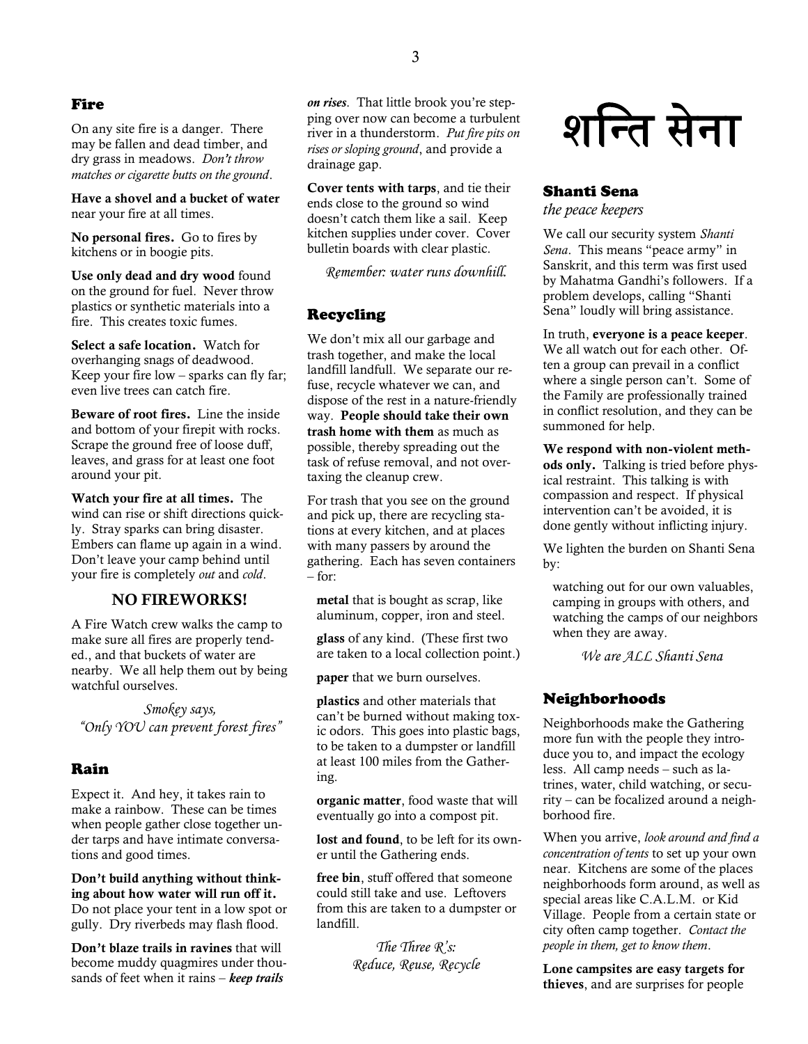## Fire

On any site fire is a danger. There may be fallen and dead timber, and dry grass in meadows. *Don't throw matches or cigarette butts on the ground*.

**Have a shovel and a bucket of water** near your fire at all times.

**No personal fires.** Go to fires by kitchens or in boogie pits.

**Use only dead and dry wood** found on the ground for fuel. Never throw plastics or synthetic materials into a fire. This creates toxic fumes.

**Select a safe location.** Watch for overhanging snags of deadwood. Keep your fire low – sparks can fly far; even live trees can catch fire.

**Beware of root fires.** Line the inside and bottom of your firepit with rocks. Scrape the ground free of loose duff, leaves, and grass for at least one foot around your pit.

**Watch your fire at all times.** The wind can rise or shift directions quickly. Stray sparks can bring disaster. Embers can flame up again in a wind. Don't leave your camp behind until your fire is completely *out* and *cold*.

**NO FIREWORKS!**

A Fire Watch crew walks the camp to make sure all fires are properly tended., and that buckets of water are nearby. We all help them out by being watchful ourselves.

*Smokey says,*
*"Only YOU can prevent forest fires"*

## Rain

Expect it. And hey, it takes rain to make a rainbow. These can be times when people gather close together under tarps and have intimate conversations and good times.

**Don't build anything without thinking about how water will run off it.** Do not place your tent in a low spot or gully. Dry riverbeds may flash flood.

**Don't blaze trails in ravines** that will become muddy quagmires under thousands of feet when it rains – ***keep trails on rises***. That little brook you're stepping over now can become a turbulent river in a thunderstorm. *Put fire pits on rises or sloping ground*, and provide a drainage gap.

**Cover tents with tarps**, and tie their ends close to the ground so wind doesn't catch them like a sail. Keep kitchen supplies under cover. Cover bulletin boards with clear plastic.

*Remember: water runs downhill.*

## Recycling

We don't mix all our garbage and trash together, and make the local landfill landfull. We separate our refuse, recycle whatever we can, and dispose of the rest in a nature-friendly way. **People should take their own trash home with them** as much as possible, thereby spreading out the task of refuse removal, and not overtaxing the cleanup crew.

For trash that you see on the ground and pick up, there are recycling stations at every kitchen, and at places with many passers by around the gathering. Each has seven containers – for:

**metal** that is bought as scrap, like aluminum, copper, iron and steel.

**glass** of any kind. (These first two are taken to a local collection point.)

**paper** that we burn ourselves.

**plastics** and other materials that can't be burned without making toxic odors. This goes into plastic bags, to be taken to a dumpster or landfill at least 100 miles from the Gathering.

**organic matter**, food waste that will eventually go into a compost pit.

**lost and found**, to be left for its owner until the Gathering ends.

**free bin**, stuff offered that someone could still take and use. Leftovers from this are taken to a dumpster or landfill.

*The Three R's:*
*Reduce, Reuse, Recycle*

# शन्ति सेना

## Shanti Sena

*the peace keepers*

We call our security system *Shanti Sena*. This means "peace army" in Sanskrit, and this term was first used by Mahatma Gandhi's followers. If a problem develops, calling "Shanti Sena" loudly will bring assistance.

In truth, **everyone is a peace keeper**. We all watch out for each other. Often a group can prevail in a conflict where a single person can't. Some of the Family are professionally trained in conflict resolution, and they can be summoned for help.

**We respond with non-violent methods only.** Talking is tried before physical restraint. This talking is with compassion and respect. If physical intervention can't be avoided, it is done gently without inflicting injury.

We lighten the burden on Shanti Sena by:

watching out for our own valuables, camping in groups with others, and watching the camps of our neighbors when they are away.

*We are ALL Shanti Sena*

## Neighborhoods

Neighborhoods make the Gathering more fun with the people they introduce you to, and impact the ecology less. All camp needs – such as latrines, water, child watching, or security – can be focalized around a neighborhood fire.

When you arrive, *look around and find a concentration of tents* to set up your own near. Kitchens are some of the places neighborhoods form around, as well as special areas like C.A.L.M. or Kid Village. People from a certain state or city often camp together. *Contact the people in them, get to know them*.

**Lone campsites are easy targets for thieves**, and are surprises for people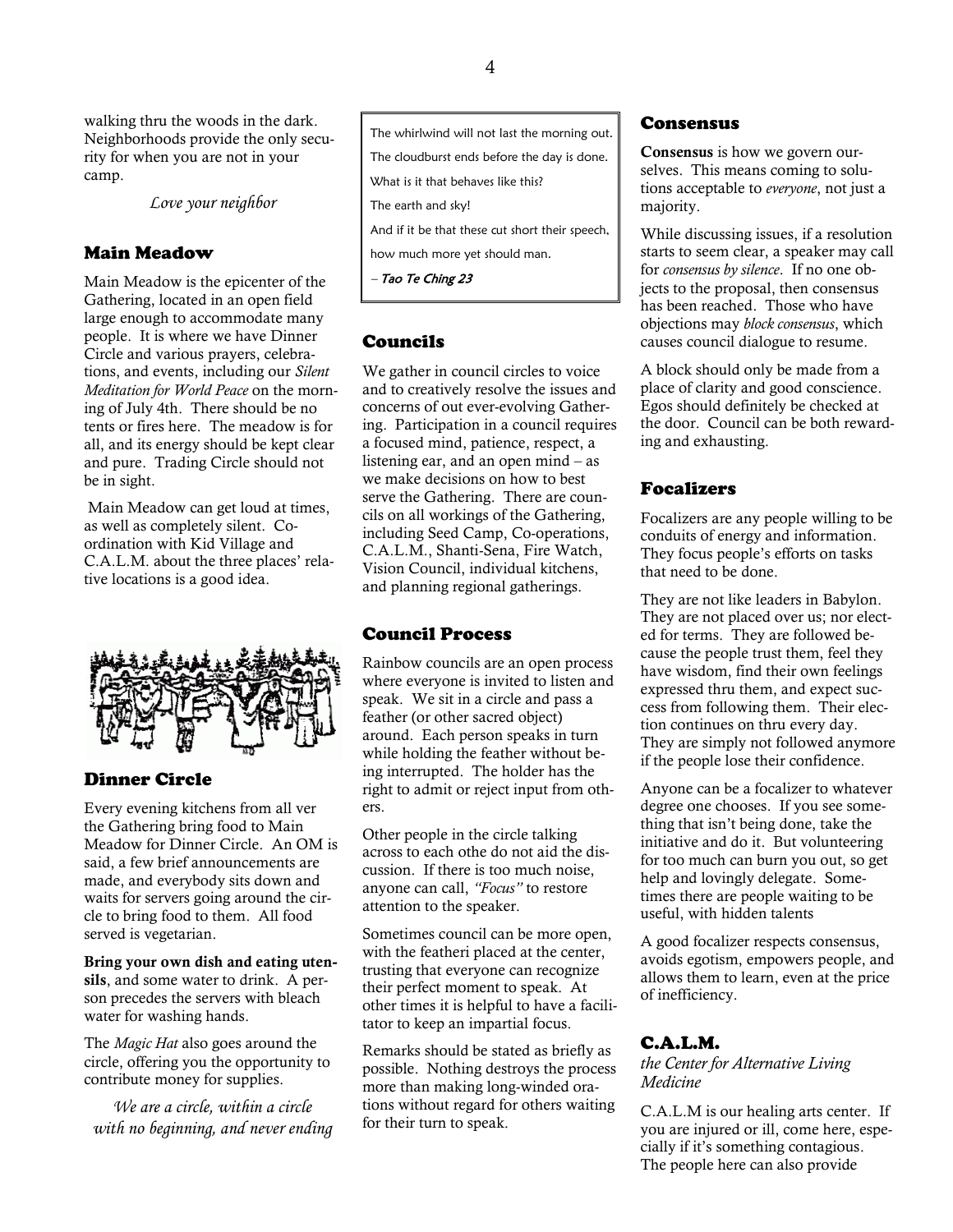walking thru the woods in the dark. Neighborhoods provide the only security for when you are not in your camp.

*Love your neighbor*

## Main Meadow

Main Meadow is the epicenter of the Gathering, located in an open field large enough to accommodate many people. It is where we have Dinner Circle and various prayers, celebrations, and events, including our *Silent Meditation for World Peace* on the morning of July 4th. There should be no tents or fires here. The meadow is for all, and its energy should be kept clear and pure. Trading Circle should not be in sight.

Main Meadow can get loud at times, as well as completely silent. Coordination with Kid Village and C.A.L.M. about the three places' relative locations is a good idea.

## Dinner Circle

Every evening kitchens from all ver the Gathering bring food to Main Meadow for Dinner Circle. An OM is said, a few brief announcements are made, and everybody sits down and waits for servers going around the circle to bring food to them. All food served is vegetarian.

**Bring your own dish and eating utensils**, and some water to drink. A person precedes the servers with bleach water for washing hands.

The *Magic Hat* also goes around the circle, offering you the opportunity to contribute money for supplies.

*We are a circle, within a circle*
*with no beginning, and never ending*

> The whirlwind will not last the morning out.
> The cloudburst ends before the day is done.
> What is it that behaves like this?
> The earth and sky!
> And if it be that these cut short their speech,
> how much more yet should man.
>
> – *Tao Te Ching 23*

## Councils

We gather in council circles to voice and to creatively resolve the issues and concerns of out ever-evolving Gathering. Participation in a council requires a focused mind, patience, respect, a listening ear, and an open mind – as we make decisions on how to best serve the Gathering. There are councils on all workings of the Gathering, including Seed Camp, Co-operations, C.A.L.M., Shanti-Sena, Fire Watch, Vision Council, individual kitchens, and planning regional gatherings.

## Council Process

Rainbow councils are an open process where everyone is invited to listen and speak. We sit in a circle and pass a feather (or other sacred object) around. Each person speaks in turn while holding the feather without being interrupted. The holder has the right to admit or reject input from others.

Other people in the circle talking across to each othe do not aid the discussion. If there is too much noise, anyone can call, *"Focus"* to restore attention to the speaker.

Sometimes council can be more open, with the featheri placed at the center, trusting that everyone can recognize their perfect moment to speak. At other times it is helpful to have a facilitator to keep an impartial focus.

Remarks should be stated as briefly as possible. Nothing destroys the process more than making long-winded orations without regard for others waiting for their turn to speak.

## Consensus

**Consensus** is how we govern ourselves. This means coming to solutions acceptable to *everyone*, not just a majority.

While discussing issues, if a resolution starts to seem clear, a speaker may call for *consensus by silence*. If no one objects to the proposal, then consensus has been reached. Those who have objections may *block consensus*, which causes council dialogue to resume.

A block should only be made from a place of clarity and good conscience. Egos should definitely be checked at the door. Council can be both rewarding and exhausting.

## Focalizers

Focalizers are any people willing to be conduits of energy and information. They focus people's efforts on tasks that need to be done.

They are not like leaders in Babylon. They are not placed over us; nor elected for terms. They are followed because the people trust them, feel they have wisdom, find their own feelings expressed thru them, and expect success from following them. Their election continues on thru every day. They are simply not followed anymore if the people lose their confidence.

Anyone can be a focalizer to whatever degree one chooses. If you see something that isn't being done, take the initiative and do it. But volunteering for too much can burn you out, so get help and lovingly delegate. Sometimes there are people waiting to be useful, with hidden talents

A good focalizer respects consensus, avoids egotism, empowers people, and allows them to learn, even at the price of inefficiency.

## C.A.L.M.

*the Center for Alternative Living Medicine*

C.A.L.M is our healing arts center. If you are injured or ill, come here, especially if it's something contagious. The people here can also provide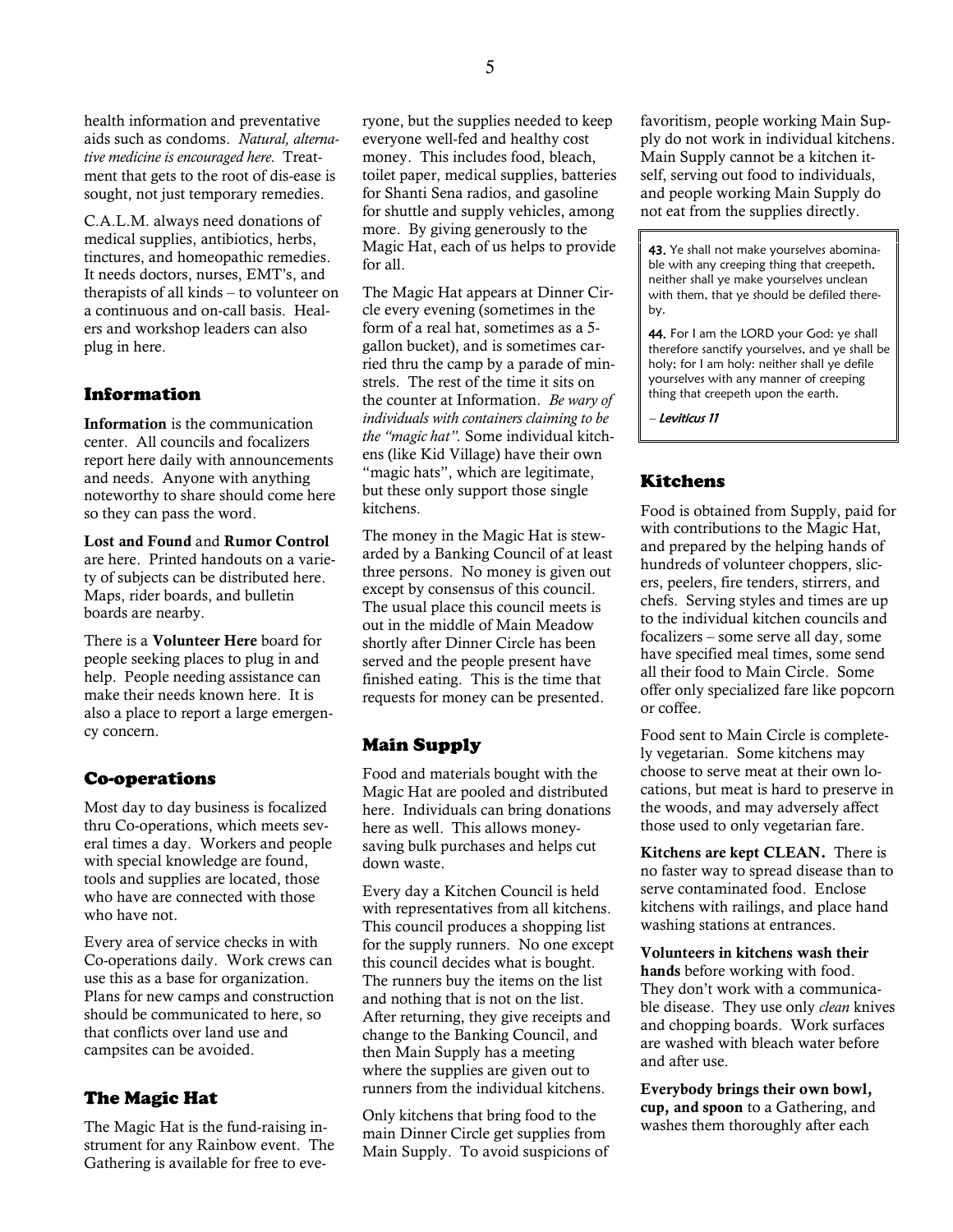health information and preventative aids such as condoms. *Natural, alternative medicine is encouraged here.* Treatment that gets to the root of dis-ease is sought, not just temporary remedies.

C.A.L.M. always need donations of medical supplies, antibiotics, herbs, tinctures, and homeopathic remedies. It needs doctors, nurses, EMT's, and therapists of all kinds – to volunteer on a continuous and on-call basis. Healers and workshop leaders can also plug in here.

## Information

**Information** is the communication center. All councils and focalizers report here daily with announcements and needs. Anyone with anything noteworthy to share should come here so they can pass the word.

**Lost and Found** and **Rumor Control** are here. Printed handouts on a variety of subjects can be distributed here. Maps, rider boards, and bulletin boards are nearby.

There is a **Volunteer Here** board for people seeking places to plug in and help. People needing assistance can make their needs known here. It is also a place to report a large emergency concern.

## Co-operations

Most day to day business is focalized thru Co-operations, which meets several times a day. Workers and people with special knowledge are found, tools and supplies are located, those who have are connected with those who have not.

Every area of service checks in with Co-operations daily. Work crews can use this as a base for organization. Plans for new camps and construction should be communicated to here, so that conflicts over land use and campsites can be avoided.

## The Magic Hat

The Magic Hat is the fund-raising instrument for any Rainbow event. The Gathering is available for free to everyone, but the supplies needed to keep everyone well-fed and healthy cost money. This includes food, bleach, toilet paper, medical supplies, batteries for Shanti Sena radios, and gasoline for shuttle and supply vehicles, among more. By giving generously to the Magic Hat, each of us helps to provide for all.

The Magic Hat appears at Dinner Circle every evening (sometimes in the form of a real hat, sometimes as a 5-gallon bucket), and is sometimes carried thru the camp by a parade of minstrels. The rest of the time it sits on the counter at Information. *Be wary of individuals with containers claiming to be the "magic hat".* Some individual kitchens (like Kid Village) have their own "magic hats", which are legitimate, but these only support those single kitchens.

The money in the Magic Hat is stewarded by a Banking Council of at least three persons. No money is given out except by consensus of this council. The usual place this council meets is out in the middle of Main Meadow shortly after Dinner Circle has been served and the people present have finished eating. This is the time that requests for money can be presented.

## Main Supply

Food and materials bought with the Magic Hat are pooled and distributed here. Individuals can bring donations here as well. This allows money-saving bulk purchases and helps cut down waste.

Every day a Kitchen Council is held with representatives from all kitchens. This council produces a shopping list for the supply runners. No one except this council decides what is bought. The runners buy the items on the list and nothing that is not on the list. After returning, they give receipts and change to the Banking Council, and then Main Supply has a meeting where the supplies are given out to runners from the individual kitchens.

Only kitchens that bring food to the main Dinner Circle get supplies from Main Supply. To avoid suspicions of favoritism, people working Main Supply do not work in individual kitchens. Main Supply cannot be a kitchen itself, serving out food to individuals, and people working Main Supply do not eat from the supplies directly.

> **43.** Ye shall not make yourselves abominable with any creeping thing that creepeth, neither shall ye make yourselves unclean with them, that ye should be defiled thereby.
>
> **44.** For I am the LORD your God: ye shall therefore sanctify yourselves, and ye shall be holy; for I am holy: neither shall ye defile yourselves with any manner of creeping thing that creepeth upon the earth.
>
> – ***Leviticus 11***

## Kitchens

Food is obtained from Supply, paid for with contributions to the Magic Hat, and prepared by the helping hands of hundreds of volunteer choppers, slicers, peelers, fire tenders, stirrers, and chefs. Serving styles and times are up to the individual kitchen councils and focalizers – some serve all day, some have specified meal times, some send all their food to Main Circle. Some offer only specialized fare like popcorn or coffee.

Food sent to Main Circle is completely vegetarian. Some kitchens may choose to serve meat at their own locations, but meat is hard to preserve in the woods, and may adversely affect those used to only vegetarian fare.

**Kitchens are kept CLEAN.** There is no faster way to spread disease than to serve contaminated food. Enclose kitchens with railings, and place hand washing stations at entrances.

**Volunteers in kitchens wash their hands** before working with food. They don't work with a communicable disease. They use only *clean* knives and chopping boards. Work surfaces are washed with bleach water before and after use.

**Everybody brings their own bowl, cup, and spoon** to a Gathering, and washes them thoroughly after each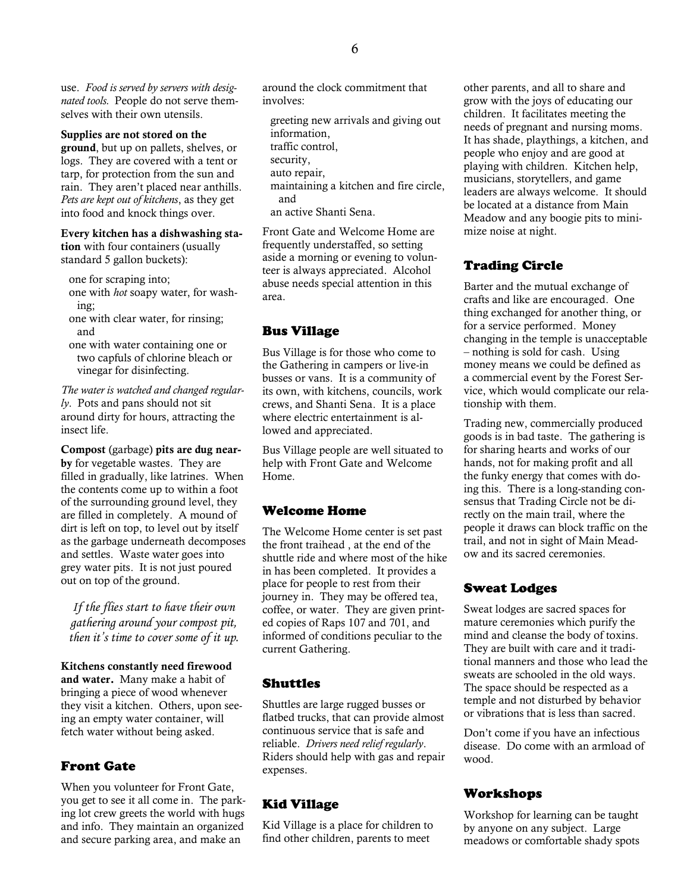use. *Food is served by servers with designated tools.* People do not serve themselves with their own utensils.

**Supplies are not stored on the ground**, but up on pallets, shelves, or logs. They are covered with a tent or tarp, for protection from the sun and rain. They aren't placed near anthills. *Pets are kept out of kitchens*, as they get into food and knock things over.

**Every kitchen has a dishwashing station** with four containers (usually standard 5 gallon buckets):

- one for scraping into;
- one with *hot* soapy water, for washing;
- one with clear water, for rinsing; and
- one with water containing one or two capfuls of chlorine bleach or vinegar for disinfecting.

*The water is watched and changed regularly*. Pots and pans should not sit around dirty for hours, attracting the insect life.

**Compost** (garbage) **pits are dug nearby** for vegetable wastes. They are filled in gradually, like latrines. When the contents come up to within a foot of the surrounding ground level, they are filled in completely. A mound of dirt is left on top, to level out by itself as the garbage underneath decomposes and settles. Waste water goes into grey water pits. It is not just poured out on top of the ground.

*If the flies start to have their own gathering around your compost pit, then it's time to cover some of it up.*

**Kitchens constantly need firewood and water.** Many make a habit of bringing a piece of wood whenever they visit a kitchen. Others, upon seeing an empty water container, will fetch water without being asked.

## Front Gate

When you volunteer for Front Gate, you get to see it all come in. The parking lot crew greets the world with hugs and info. They maintain an organized and secure parking area, and make an around the clock commitment that involves:

- greeting new arrivals and giving out information,
- traffic control,
- security,
- auto repair,
- maintaining a kitchen and fire circle, and
- an active Shanti Sena.

Front Gate and Welcome Home are frequently understaffed, so setting aside a morning or evening to volunteer is always appreciated. Alcohol abuse needs special attention in this area.

## Bus Village

Bus Village is for those who come to the Gathering in campers or live-in busses or vans. It is a community of its own, with kitchens, councils, work crews, and Shanti Sena. It is a place where electric entertainment is allowed and appreciated.

Bus Village people are well situated to help with Front Gate and Welcome Home.

## Welcome Home

The Welcome Home center is set past the front traihead , at the end of the shuttle ride and where most of the hike in has been completed. It provides a place for people to rest from their journey in. They may be offered tea, coffee, or water. They are given printed copies of Raps 107 and 701, and informed of conditions peculiar to the current Gathering.

## Shuttles

Shuttles are large rugged busses or flatbed trucks, that can provide almost continuous service that is safe and reliable. *Drivers need relief regularly*. Riders should help with gas and repair expenses.

## Kid Village

Kid Village is a place for children to find other children, parents to meet other parents, and all to share and grow with the joys of educating our children. It facilitates meeting the needs of pregnant and nursing moms. It has shade, playthings, a kitchen, and people who enjoy and are good at playing with children. Kitchen help, musicians, storytellers, and game leaders are always welcome. It should be located at a distance from Main Meadow and any boogie pits to minimize noise at night.

## Trading Circle

Barter and the mutual exchange of crafts and like are encouraged. One thing exchanged for another thing, or for a service performed. Money changing in the temple is unacceptable – nothing is sold for cash. Using money means we could be defined as a commercial event by the Forest Service, which would complicate our relationship with them.

Trading new, commercially produced goods is in bad taste. The gathering is for sharing hearts and works of our hands, not for making profit and all the funky energy that comes with doing this. There is a long-standing consensus that Trading Circle not be directly on the main trail, where the people it draws can block traffic on the trail, and not in sight of Main Meadow and its sacred ceremonies.

## Sweat Lodges

Sweat lodges are sacred spaces for mature ceremonies which purify the mind and cleanse the body of toxins. They are built with care and it traditional manners and those who lead the sweats are schooled in the old ways. The space should be respected as a temple and not disturbed by behavior or vibrations that is less than sacred.

Don't come if you have an infectious disease. Do come with an armload of wood.

## Workshops

Workshop for learning can be taught by anyone on any subject. Large meadows or comfortable shady spots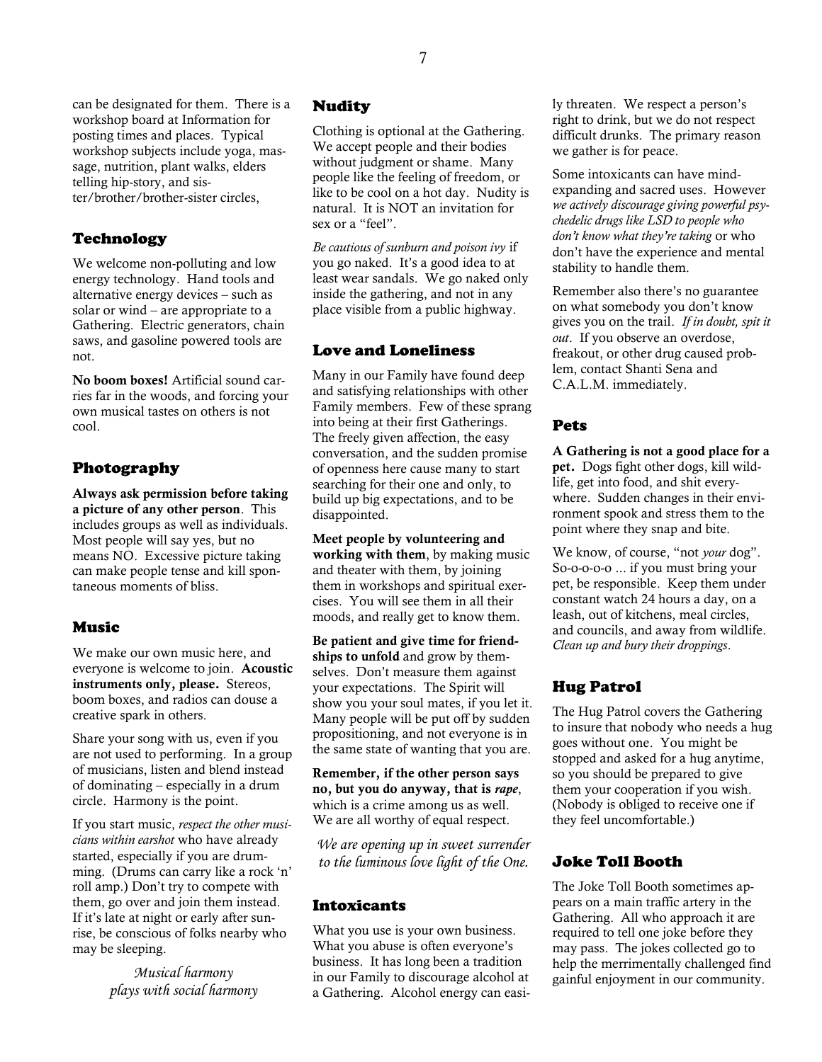can be designated for them. There is a workshop board at Information for posting times and places. Typical workshop subjects include yoga, massage, nutrition, plant walks, elders telling hip-story, and sister/brother/brother-sister circles,

## Technology

We welcome non-polluting and low energy technology. Hand tools and alternative energy devices – such as solar or wind – are appropriate to a Gathering. Electric generators, chain saws, and gasoline powered tools are not.

**No boom boxes!** Artificial sound carries far in the woods, and forcing your own musical tastes on others is not cool.

## Photography

**Always ask permission before taking a picture of any other person**. This includes groups as well as individuals. Most people will say yes, but no means NO. Excessive picture taking can make people tense and kill spontaneous moments of bliss.

## Music

We make our own music here, and everyone is welcome to join. **Acoustic instruments only, please.** Stereos, boom boxes, and radios can douse a creative spark in others.

Share your song with us, even if you are not used to performing. In a group of musicians, listen and blend instead of dominating – especially in a drum circle. Harmony is the point.

If you start music, *respect the other musicians within earshot* who have already started, especially if you are drumming. (Drums can carry like a rock 'n' roll amp.) Don't try to compete with them, go over and join them instead. If it's late at night or early after sunrise, be conscious of folks nearby who may be sleeping.

*Musical harmony plays with social harmony*

## Nudity

Clothing is optional at the Gathering. We accept people and their bodies without judgment or shame. Many people like the feeling of freedom, or like to be cool on a hot day. Nudity is natural. It is NOT an invitation for sex or a "feel".

*Be cautious of sunburn and poison ivy* if you go naked. It's a good idea to at least wear sandals. We go naked only inside the gathering, and not in any place visible from a public highway.

## Love and Loneliness

Many in our Family have found deep and satisfying relationships with other Family members. Few of these sprang into being at their first Gatherings. The freely given affection, the easy conversation, and the sudden promise of openness here cause many to start searching for their one and only, to build up big expectations, and to be disappointed.

**Meet people by volunteering and working with them**, by making music and theater with them, by joining them in workshops and spiritual exercises. You will see them in all their moods, and really get to know them.

**Be patient and give time for friendships to unfold** and grow by themselves. Don't measure them against your expectations. The Spirit will show you your soul mates, if you let it. Many people will be put off by sudden propositioning, and not everyone is in the same state of wanting that you are.

**Remember, if the other person says no, but you do anyway, that is *rape***, which is a crime among us as well. We are all worthy of equal respect.

*We are opening up in sweet surrender to the luminous love light of the One.*

## Intoxicants

What you use is your own business. What you abuse is often everyone's business. It has long been a tradition in our Family to discourage alcohol at a Gathering. Alcohol energy can easily threaten. We respect a person's right to drink, but we do not respect difficult drunks. The primary reason we gather is for peace.

Some intoxicants can have mind-expanding and sacred uses. However *we actively discourage giving powerful psychedelic drugs like LSD to people who don't know what they're taking* or who don't have the experience and mental stability to handle them.

Remember also there's no guarantee on what somebody you don't know gives you on the trail. *If in doubt, spit it out*. If you observe an overdose, freakout, or other drug caused problem, contact Shanti Sena and C.A.L.M. immediately.

## Pets

**A Gathering is not a good place for a pet.** Dogs fight other dogs, kill wildlife, get into food, and shit everywhere. Sudden changes in their environment spook and stress them to the point where they snap and bite.

We know, of course, "not *your* dog". So-o-o-o-o ... if you must bring your pet, be responsible. Keep them under constant watch 24 hours a day, on a leash, out of kitchens, meal circles, and councils, and away from wildlife. *Clean up and bury their droppings*.

## Hug Patrol

The Hug Patrol covers the Gathering to insure that nobody who needs a hug goes without one. You might be stopped and asked for a hug anytime, so you should be prepared to give them your cooperation if you wish. (Nobody is obliged to receive one if they feel uncomfortable.)

## Joke Toll Booth

The Joke Toll Booth sometimes appears on a main traffic artery in the Gathering. All who approach it are required to tell one joke before they may pass. The jokes collected go to help the merrimentally challenged find gainful enjoyment in our community.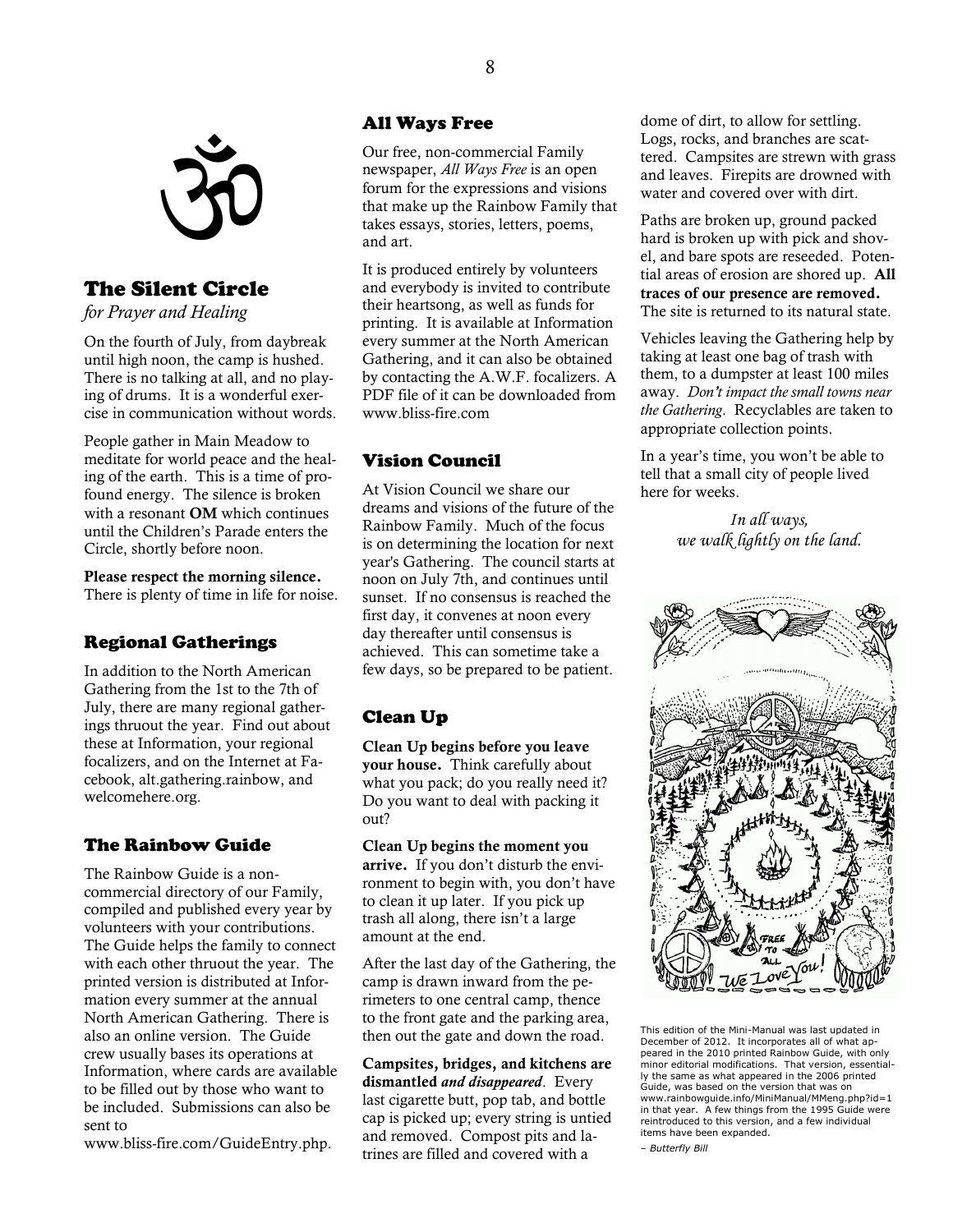ॐ

## The Silent Circle

*for Prayer and Healing*

On the fourth of July, from daybreak until high noon, the camp is hushed. There is no talking at all, and no playing of drums. It is a wonderful exercise in communication without words.

People gather in Main Meadow to meditate for world peace and the healing of the earth. This is a time of profound energy. The silence is broken with a resonant **OM** which continues until the Children's Parade enters the Circle, shortly before noon.

**Please respect the morning silence.** There is plenty of time in life for noise.

## Regional Gatherings

In addition to the North American Gathering from the 1st to the 7th of July, there are many regional gatherings thruout the year. Find out about these at Information, your regional focalizers, and on the Internet at Facebook, alt.gathering.rainbow, and welcomehere.org.

## The Rainbow Guide

The Rainbow Guide is a non-commercial directory of our Family, compiled and published every year by volunteers with your contributions. The Guide helps the family to connect with each other thruout the year. The printed version is distributed at Information every summer at the annual North American Gathering. There is also an online version. The Guide crew usually bases its operations at Information, where cards are available to be filled out by those who want to be included. Submissions can also be sent to www.bliss-fire.com/GuideEntry.php.

## All Ways Free

Our free, non-commercial Family newspaper, *All Ways Free* is an open forum for the expressions and visions that make up the Rainbow Family that takes essays, stories, letters, poems, and art.

It is produced entirely by volunteers and everybody is invited to contribute their heartsong, as well as funds for printing. It is available at Information every summer at the North American Gathering, and it can also be obtained by contacting the A.W.F. focalizers. A PDF file of it can be downloaded from www.bliss-fire.com

## Vision Council

At Vision Council we share our dreams and visions of the future of the Rainbow Family. Much of the focus is on determining the location for next year's Gathering. The council starts at noon on July 7th, and continues until sunset. If no consensus is reached the first day, it convenes at noon every day thereafter until consensus is achieved. This can sometime take a few days, so be prepared to be patient.

## Clean Up

**Clean Up begins before you leave your house.** Think carefully about what you pack; do you really need it? Do you want to deal with packing it out?

**Clean Up begins the moment you arrive.** If you don't disturb the environment to begin with, you don't have to clean it up later. If you pick up trash all along, there isn't a large amount at the end.

After the last day of the Gathering, the camp is drawn inward from the perimeters to one central camp, thence to the front gate and the parking area, then out the gate and down the road.

**Campsites, bridges, and kitchens are dismantled *and disappeared*.** Every last cigarette butt, pop tab, and bottle cap is picked up; every string is untied and removed. Compost pits and latrines are filled and covered with a dome of dirt, to allow for settling. Logs, rocks, and branches are scattered. Campsites are strewn with grass and leaves. Firepits are drowned with water and covered over with dirt.

Paths are broken up, ground packed hard is broken up with pick and shovel, and bare spots are reseeded. Potential areas of erosion are shored up. **All traces of our presence are removed.** The site is returned to its natural state.

Vehicles leaving the Gathering help by taking at least one bag of trash with them, to a dumpster at least 100 miles away. *Don't impact the small towns near the Gathering.* Recyclables are taken to appropriate collection points.

In a year's time, you won't be able to tell that a small city of people lived here for weeks.

*In all ways,*
*we walk lightly on the land.*

FREE TO ALL
We Love You!

This edition of the Mini-Manual was last updated in December of 2012. It incorporates all of what appeared in the 2010 printed Rainbow Guide, with only minor editorial modifications. That version, essentially the same as what appeared in the 2006 printed Guide, was based on the version that was on www.rainbowguide.info/MiniManual/MMeng.php?id=1 in that year. A few things from the 1995 Guide were reintroduced to this version, and a few individual items have been expanded.

*– Butterfly Bill*